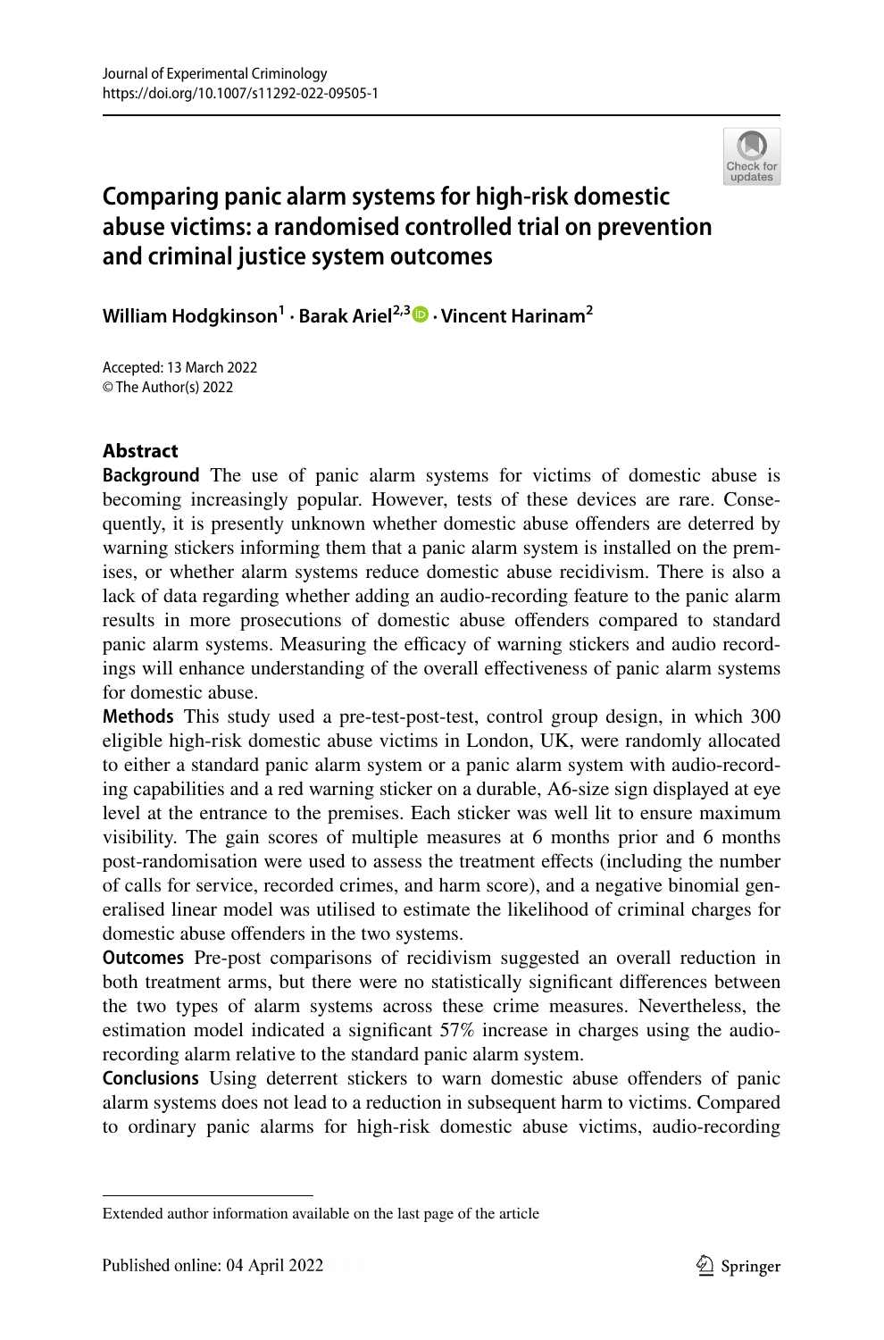# Comparing panic alarm systems for high-risk domestic abuse victims: a randomised controlled trial on prevention and criminal justice system outcomes

**William Hodgkinson[1] · Barak Ariel[2,3] · Vincent Harinam[2]**

Accepted: 13 March 2022
© The Author(s) 2022

## Abstract

**Background** The use of panic alarm systems for victims of domestic abuse is becoming increasingly popular. However, tests of these devices are rare. Consequently, it is presently unknown whether domestic abuse offenders are deterred by warning stickers informing them that a panic alarm system is installed on the premises, or whether alarm systems reduce domestic abuse recidivism. There is also a lack of data regarding whether adding an audio-recording feature to the panic alarm results in more prosecutions of domestic abuse offenders compared to standard panic alarm systems. Measuring the efficacy of warning stickers and audio recordings will enhance understanding of the overall effectiveness of panic alarm systems for domestic abuse.

**Methods** This study used a pre-test-post-test, control group design, in which 300 eligible high-risk domestic abuse victims in London, UK, were randomly allocated to either a standard panic alarm system or a panic alarm system with audio-recording capabilities and a red warning sticker on a durable, A6-size sign displayed at eye level at the entrance to the premises. Each sticker was well lit to ensure maximum visibility. The gain scores of multiple measures at 6 months prior and 6 months post-randomisation were used to assess the treatment effects (including the number of calls for service, recorded crimes, and harm score), and a negative binomial generalised linear model was utilised to estimate the likelihood of criminal charges for domestic abuse offenders in the two systems.

**Outcomes** Pre-post comparisons of recidivism suggested an overall reduction in both treatment arms, but there were no statistically significant differences between the two types of alarm systems across these crime measures. Nevertheless, the estimation model indicated a significant 57% increase in charges using the audio-recording alarm relative to the standard panic alarm system.

**Conclusions** Using deterrent stickers to warn domestic abuse offenders of panic alarm systems does not lead to a reduction in subsequent harm to victims. Compared to ordinary panic alarms for high-risk domestic abuse victims, audio-recording

---

Extended author information available on the last page of the article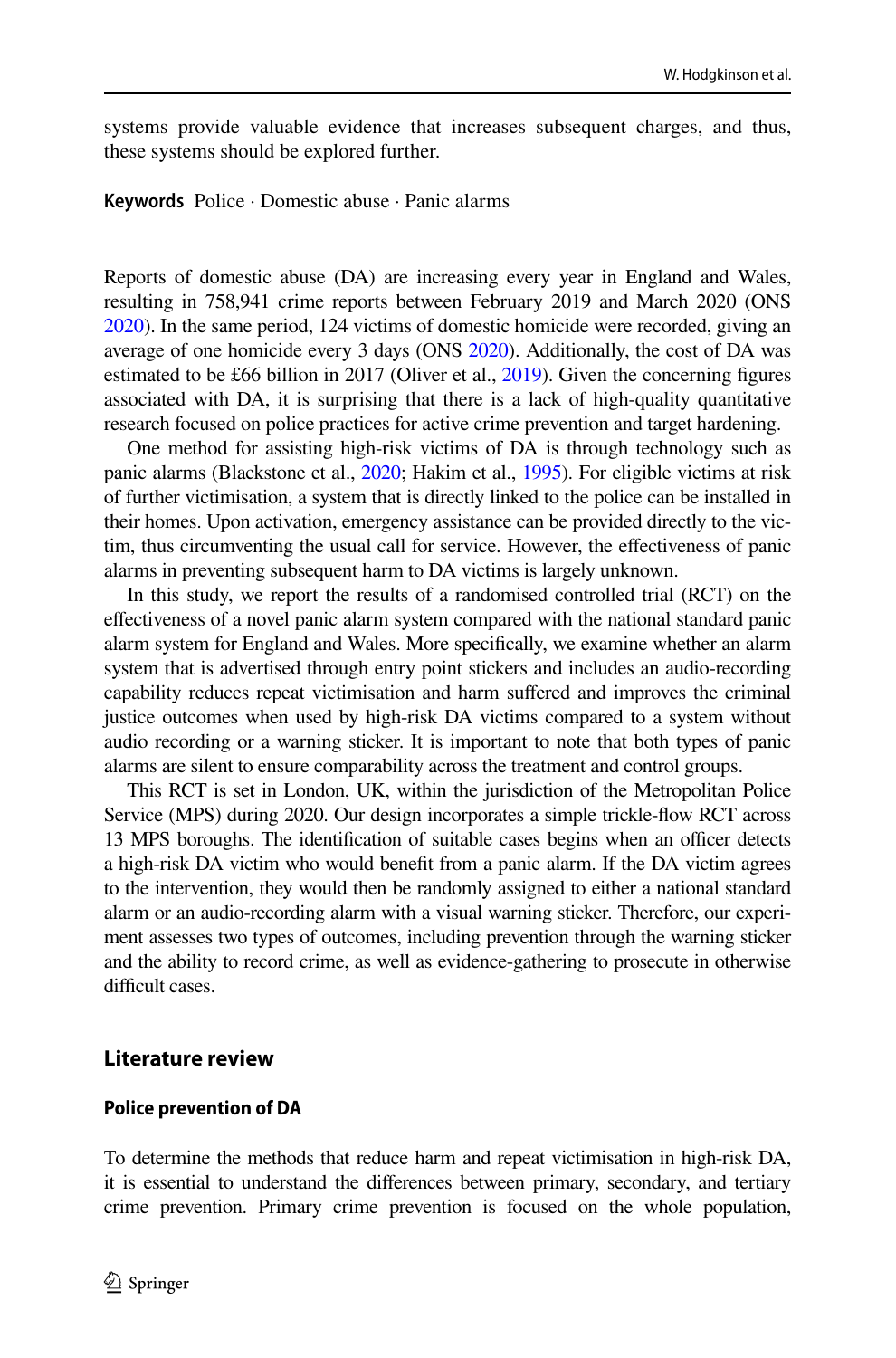systems provide valuable evidence that increases subsequent charges, and thus, these systems should be explored further.

**Keywords** Police · Domestic abuse · Panic alarms

Reports of domestic abuse (DA) are increasing every year in England and Wales, resulting in 758,941 crime reports between February 2019 and March 2020 (ONS 2020). In the same period, 124 victims of domestic homicide were recorded, giving an average of one homicide every 3 days (ONS 2020). Additionally, the cost of DA was estimated to be £66 billion in 2017 (Oliver et al., 2019). Given the concerning figures associated with DA, it is surprising that there is a lack of high-quality quantitative research focused on police practices for active crime prevention and target hardening.

One method for assisting high-risk victims of DA is through technology such as panic alarms (Blackstone et al., 2020; Hakim et al., 1995). For eligible victims at risk of further victimisation, a system that is directly linked to the police can be installed in their homes. Upon activation, emergency assistance can be provided directly to the victim, thus circumventing the usual call for service. However, the effectiveness of panic alarms in preventing subsequent harm to DA victims is largely unknown.

In this study, we report the results of a randomised controlled trial (RCT) on the effectiveness of a novel panic alarm system compared with the national standard panic alarm system for England and Wales. More specifically, we examine whether an alarm system that is advertised through entry point stickers and includes an audio-recording capability reduces repeat victimisation and harm suffered and improves the criminal justice outcomes when used by high-risk DA victims compared to a system without audio recording or a warning sticker. It is important to note that both types of panic alarms are silent to ensure comparability across the treatment and control groups.

This RCT is set in London, UK, within the jurisdiction of the Metropolitan Police Service (MPS) during 2020. Our design incorporates a simple trickle-flow RCT across 13 MPS boroughs. The identification of suitable cases begins when an officer detects a high-risk DA victim who would benefit from a panic alarm. If the DA victim agrees to the intervention, they would then be randomly assigned to either a national standard alarm or an audio-recording alarm with a visual warning sticker. Therefore, our experiment assesses two types of outcomes, including prevention through the warning sticker and the ability to record crime, as well as evidence-gathering to prosecute in otherwise difficult cases.

## Literature review

### Police prevention of DA

To determine the methods that reduce harm and repeat victimisation in high-risk DA, it is essential to understand the differences between primary, secondary, and tertiary crime prevention. Primary crime prevention is focused on the whole population,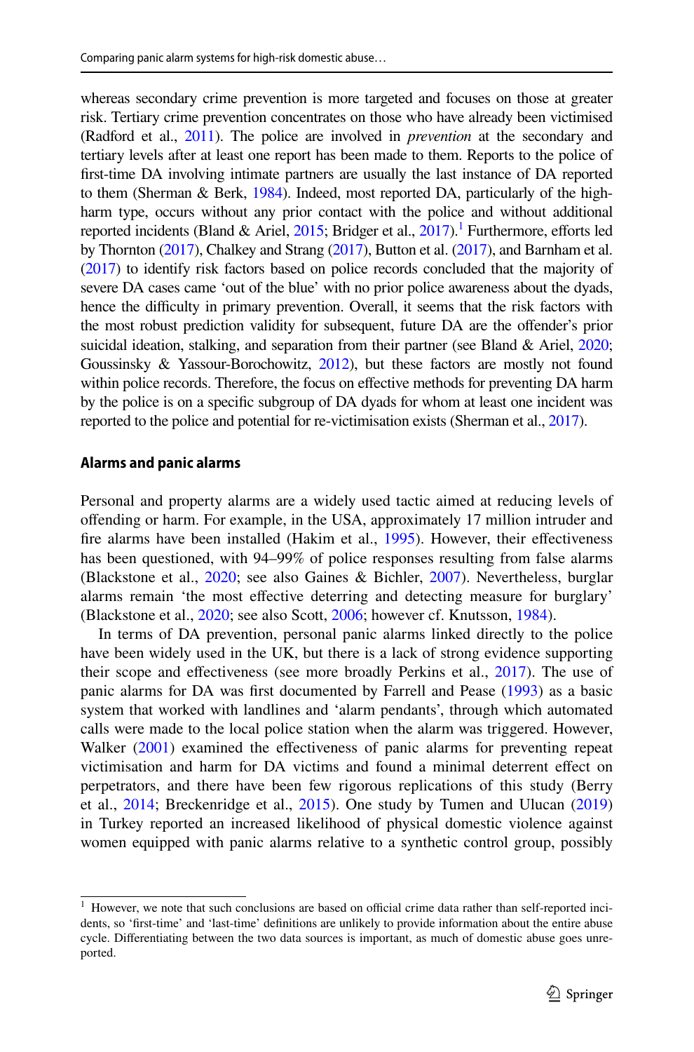whereas secondary crime prevention is more targeted and focuses on those at greater risk. Tertiary crime prevention concentrates on those who have already been victimised (Radford et al., 2011). The police are involved in *prevention* at the secondary and tertiary levels after at least one report has been made to them. Reports to the police of first-time DA involving intimate partners are usually the last instance of DA reported to them (Sherman & Berk, 1984). Indeed, most reported DA, particularly of the high-harm type, occurs without any prior contact with the police and without additional reported incidents (Bland & Ariel, 2015; Bridger et al., 2017).[1] Furthermore, efforts led by Thornton (2017), Chalkey and Strang (2017), Button et al. (2017), and Barnham et al. (2017) to identify risk factors based on police records concluded that the majority of severe DA cases came 'out of the blue' with no prior police awareness about the dyads, hence the difficulty in primary prevention. Overall, it seems that the risk factors with the most robust prediction validity for subsequent, future DA are the offender's prior suicidal ideation, stalking, and separation from their partner (see Bland & Ariel, 2020; Goussinsky & Yassour-Borochowitz, 2012), but these factors are mostly not found within police records. Therefore, the focus on effective methods for preventing DA harm by the police is on a specific subgroup of DA dyads for whom at least one incident was reported to the police and potential for re-victimisation exists (Sherman et al., 2017).

## Alarms and panic alarms

Personal and property alarms are a widely used tactic aimed at reducing levels of offending or harm. For example, in the USA, approximately 17 million intruder and fire alarms have been installed (Hakim et al., 1995). However, their effectiveness has been questioned, with 94–99% of police responses resulting from false alarms (Blackstone et al., 2020; see also Gaines & Bichler, 2007). Nevertheless, burglar alarms remain 'the most effective deterring and detecting measure for burglary' (Blackstone et al., 2020; see also Scott, 2006; however cf. Knutsson, 1984).

In terms of DA prevention, personal panic alarms linked directly to the police have been widely used in the UK, but there is a lack of strong evidence supporting their scope and effectiveness (see more broadly Perkins et al., 2017). The use of panic alarms for DA was first documented by Farrell and Pease (1993) as a basic system that worked with landlines and 'alarm pendants', through which automated calls were made to the local police station when the alarm was triggered. However, Walker (2001) examined the effectiveness of panic alarms for preventing repeat victimisation and harm for DA victims and found a minimal deterrent effect on perpetrators, and there have been few rigorous replications of this study (Berry et al., 2014; Breckenridge et al., 2015). One study by Tumen and Ulucan (2019) in Turkey reported an increased likelihood of physical domestic violence against women equipped with panic alarms relative to a synthetic control group, possibly

[1] However, we note that such conclusions are based on official crime data rather than self-reported incidents, so 'first-time' and 'last-time' definitions are unlikely to provide information about the entire abuse cycle. Differentiating between the two data sources is important, as much of domestic abuse goes unreported.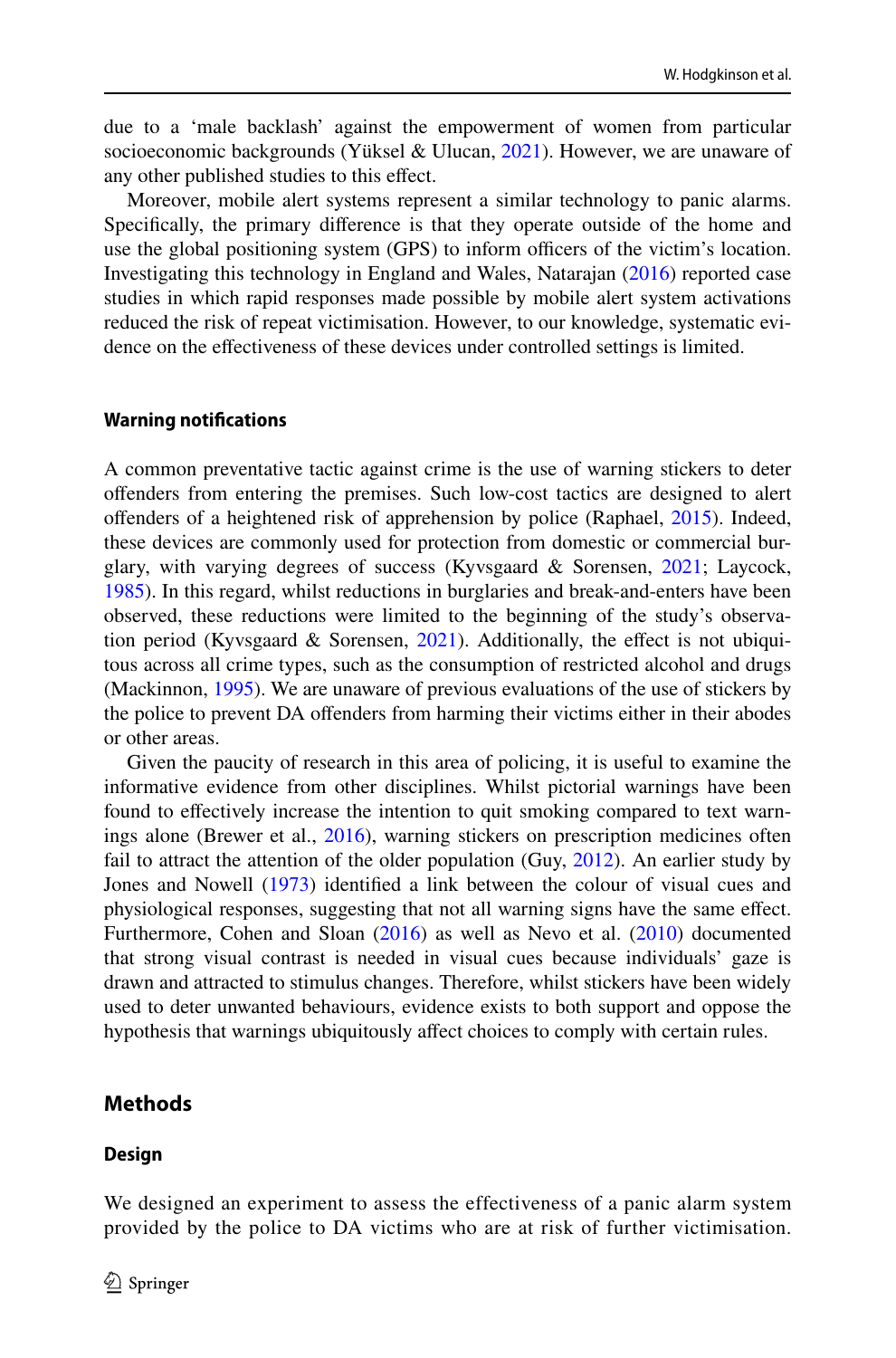due to a ‘male backlash’ against the empowerment of women from particular socioeconomic backgrounds (Yüksel & Ulucan, 2021). However, we are unaware of any other published studies to this effect.

Moreover, mobile alert systems represent a similar technology to panic alarms. Specifically, the primary difference is that they operate outside of the home and use the global positioning system (GPS) to inform officers of the victim’s location. Investigating this technology in England and Wales, Natarajan (2016) reported case studies in which rapid responses made possible by mobile alert system activations reduced the risk of repeat victimisation. However, to our knowledge, systematic evidence on the effectiveness of these devices under controlled settings is limited.

### Warning notifications

A common preventative tactic against crime is the use of warning stickers to deter offenders from entering the premises. Such low-cost tactics are designed to alert offenders of a heightened risk of apprehension by police (Raphael, 2015). Indeed, these devices are commonly used for protection from domestic or commercial burglary, with varying degrees of success (Kyvsgaard & Sorensen, 2021; Laycock, 1985). In this regard, whilst reductions in burglaries and break-and-enters have been observed, these reductions were limited to the beginning of the study’s observation period (Kyvsgaard & Sorensen, 2021). Additionally, the effect is not ubiquitous across all crime types, such as the consumption of restricted alcohol and drugs (Mackinnon, 1995). We are unaware of previous evaluations of the use of stickers by the police to prevent DA offenders from harming their victims either in their abodes or other areas.

Given the paucity of research in this area of policing, it is useful to examine the informative evidence from other disciplines. Whilst pictorial warnings have been found to effectively increase the intention to quit smoking compared to text warnings alone (Brewer et al., 2016), warning stickers on prescription medicines often fail to attract the attention of the older population (Guy, 2012). An earlier study by Jones and Nowell (1973) identified a link between the colour of visual cues and physiological responses, suggesting that not all warning signs have the same effect. Furthermore, Cohen and Sloan (2016) as well as Nevo et al. (2010) documented that strong visual contrast is needed in visual cues because individuals’ gaze is drawn and attracted to stimulus changes. Therefore, whilst stickers have been widely used to deter unwanted behaviours, evidence exists to both support and oppose the hypothesis that warnings ubiquitously affect choices to comply with certain rules.

## Methods

### Design

We designed an experiment to assess the effectiveness of a panic alarm system provided by the police to DA victims who are at risk of further victimisation.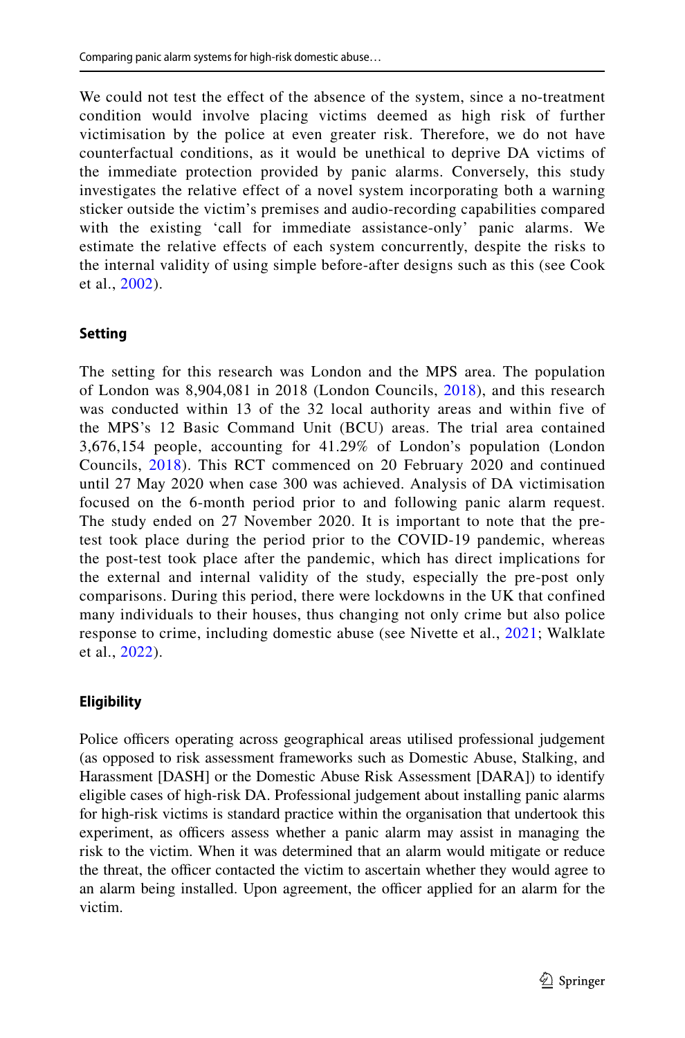We could not test the effect of the absence of the system, since a no-treatment condition would involve placing victims deemed as high risk of further victimisation by the police at even greater risk. Therefore, we do not have counterfactual conditions, as it would be unethical to deprive DA victims of the immediate protection provided by panic alarms. Conversely, this study investigates the relative effect of a novel system incorporating both a warning sticker outside the victim's premises and audio-recording capabilities compared with the existing 'call for immediate assistance-only' panic alarms. We estimate the relative effects of each system concurrently, despite the risks to the internal validity of using simple before-after designs such as this (see Cook et al., 2002).

### Setting

The setting for this research was London and the MPS area. The population of London was 8,904,081 in 2018 (London Councils, 2018), and this research was conducted within 13 of the 32 local authority areas and within five of the MPS's 12 Basic Command Unit (BCU) areas. The trial area contained 3,676,154 people, accounting for 41.29% of London's population (London Councils, 2018). This RCT commenced on 20 February 2020 and continued until 27 May 2020 when case 300 was achieved. Analysis of DA victimisation focused on the 6-month period prior to and following panic alarm request. The study ended on 27 November 2020. It is important to note that the pre-test took place during the period prior to the COVID-19 pandemic, whereas the post-test took place after the pandemic, which has direct implications for the external and internal validity of the study, especially the pre-post only comparisons. During this period, there were lockdowns in the UK that confined many individuals to their houses, thus changing not only crime but also police response to crime, including domestic abuse (see Nivette et al., 2021; Walklate et al., 2022).

### Eligibility

Police officers operating across geographical areas utilised professional judgement (as opposed to risk assessment frameworks such as Domestic Abuse, Stalking, and Harassment [DASH] or the Domestic Abuse Risk Assessment [DARA]) to identify eligible cases of high-risk DA. Professional judgement about installing panic alarms for high-risk victims is standard practice within the organisation that undertook this experiment, as officers assess whether a panic alarm may assist in managing the risk to the victim. When it was determined that an alarm would mitigate or reduce the threat, the officer contacted the victim to ascertain whether they would agree to an alarm being installed. Upon agreement, the officer applied for an alarm for the victim.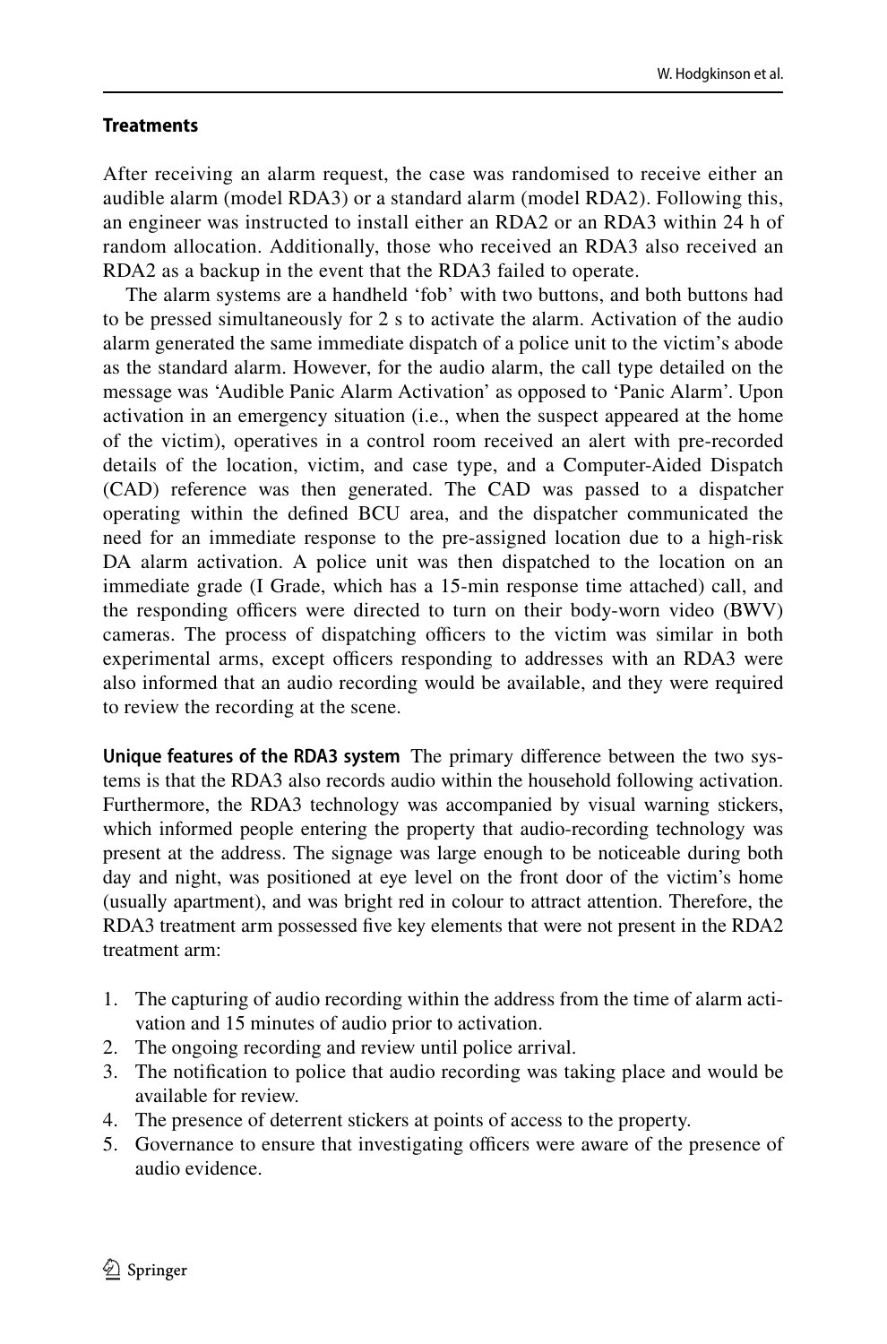## Treatments

After receiving an alarm request, the case was randomised to receive either an audible alarm (model RDA3) or a standard alarm (model RDA2). Following this, an engineer was instructed to install either an RDA2 or an RDA3 within 24 h of random allocation. Additionally, those who received an RDA3 also received an RDA2 as a backup in the event that the RDA3 failed to operate.

The alarm systems are a handheld 'fob' with two buttons, and both buttons had to be pressed simultaneously for 2 s to activate the alarm. Activation of the audio alarm generated the same immediate dispatch of a police unit to the victim's abode as the standard alarm. However, for the audio alarm, the call type detailed on the message was 'Audible Panic Alarm Activation' as opposed to 'Panic Alarm'. Upon activation in an emergency situation (i.e., when the suspect appeared at the home of the victim), operatives in a control room received an alert with pre-recorded details of the location, victim, and case type, and a Computer-Aided Dispatch (CAD) reference was then generated. The CAD was passed to a dispatcher operating within the defined BCU area, and the dispatcher communicated the need for an immediate response to the pre-assigned location due to a high-risk DA alarm activation. A police unit was then dispatched to the location on an immediate grade (I Grade, which has a 15-min response time attached) call, and the responding officers were directed to turn on their body-worn video (BWV) cameras. The process of dispatching officers to the victim was similar in both experimental arms, except officers responding to addresses with an RDA3 were also informed that an audio recording would be available, and they were required to review the recording at the scene.

**Unique features of the RDA3 system** The primary difference between the two systems is that the RDA3 also records audio within the household following activation. Furthermore, the RDA3 technology was accompanied by visual warning stickers, which informed people entering the property that audio-recording technology was present at the address. The signage was large enough to be noticeable during both day and night, was positioned at eye level on the front door of the victim's home (usually apartment), and was bright red in colour to attract attention. Therefore, the RDA3 treatment arm possessed five key elements that were not present in the RDA2 treatment arm:

1. The capturing of audio recording within the address from the time of alarm activation and 15 minutes of audio prior to activation.
2. The ongoing recording and review until police arrival.
3. The notification to police that audio recording was taking place and would be available for review.
4. The presence of deterrent stickers at points of access to the property.
5. Governance to ensure that investigating officers were aware of the presence of audio evidence.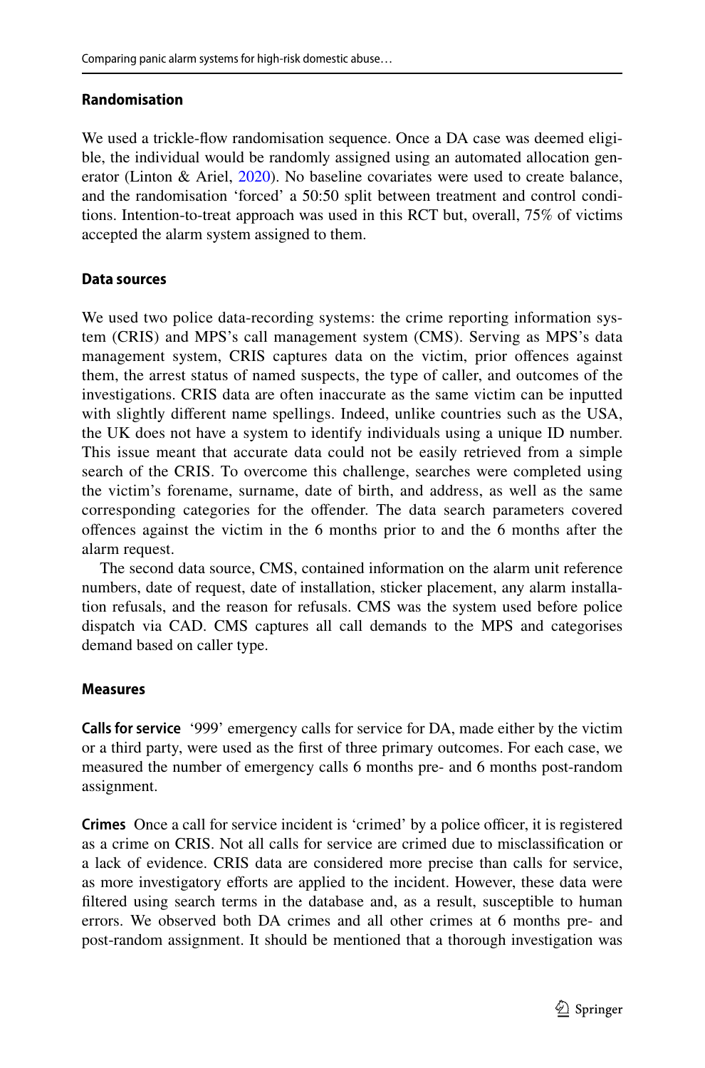### Randomisation

We used a trickle-flow randomisation sequence. Once a DA case was deemed eligible, the individual would be randomly assigned using an automated allocation generator (Linton & Ariel, 2020). No baseline covariates were used to create balance, and the randomisation 'forced' a 50:50 split between treatment and control conditions. Intention-to-treat approach was used in this RCT but, overall, 75% of victims accepted the alarm system assigned to them.

### Data sources

We used two police data-recording systems: the crime reporting information system (CRIS) and MPS's call management system (CMS). Serving as MPS's data management system, CRIS captures data on the victim, prior offences against them, the arrest status of named suspects, the type of caller, and outcomes of the investigations. CRIS data are often inaccurate as the same victim can be inputted with slightly different name spellings. Indeed, unlike countries such as the USA, the UK does not have a system to identify individuals using a unique ID number. This issue meant that accurate data could not be easily retrieved from a simple search of the CRIS. To overcome this challenge, searches were completed using the victim's forename, surname, date of birth, and address, as well as the same corresponding categories for the offender. The data search parameters covered offences against the victim in the 6 months prior to and the 6 months after the alarm request.

The second data source, CMS, contained information on the alarm unit reference numbers, date of request, date of installation, sticker placement, any alarm installation refusals, and the reason for refusals. CMS was the system used before police dispatch via CAD. CMS captures all call demands to the MPS and categorises demand based on caller type.

### Measures

**Calls for service** '999' emergency calls for service for DA, made either by the victim or a third party, were used as the first of three primary outcomes. For each case, we measured the number of emergency calls 6 months pre- and 6 months post-random assignment.

**Crimes** Once a call for service incident is 'crimed' by a police officer, it is registered as a crime on CRIS. Not all calls for service are crimed due to misclassification or a lack of evidence. CRIS data are considered more precise than calls for service, as more investigatory efforts are applied to the incident. However, these data were filtered using search terms in the database and, as a result, susceptible to human errors. We observed both DA crimes and all other crimes at 6 months pre- and post-random assignment. It should be mentioned that a thorough investigation was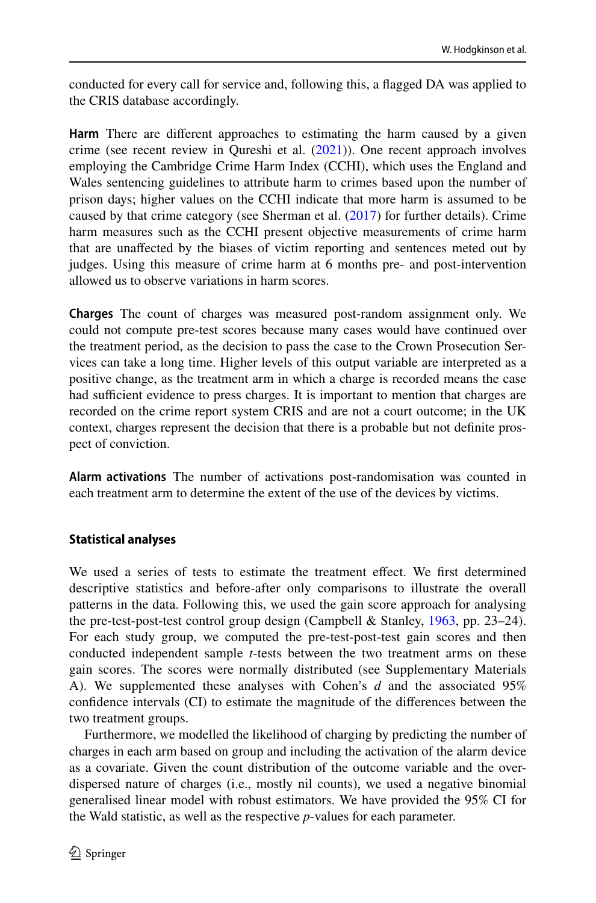conducted for every call for service and, following this, a flagged DA was applied to the CRIS database accordingly.

**Harm** There are different approaches to estimating the harm caused by a given crime (see recent review in Qureshi et al. (2021)). One recent approach involves employing the Cambridge Crime Harm Index (CCHI), which uses the England and Wales sentencing guidelines to attribute harm to crimes based upon the number of prison days; higher values on the CCHI indicate that more harm is assumed to be caused by that crime category (see Sherman et al. (2017) for further details). Crime harm measures such as the CCHI present objective measurements of crime harm that are unaffected by the biases of victim reporting and sentences meted out by judges. Using this measure of crime harm at 6 months pre- and post-intervention allowed us to observe variations in harm scores.

**Charges** The count of charges was measured post-random assignment only. We could not compute pre-test scores because many cases would have continued over the treatment period, as the decision to pass the case to the Crown Prosecution Services can take a long time. Higher levels of this output variable are interpreted as a positive change, as the treatment arm in which a charge is recorded means the case had sufficient evidence to press charges. It is important to mention that charges are recorded on the crime report system CRIS and are not a court outcome; in the UK context, charges represent the decision that there is a probable but not definite prospect of conviction.

**Alarm activations** The number of activations post-randomisation was counted in each treatment arm to determine the extent of the use of the devices by victims.

### Statistical analyses

We used a series of tests to estimate the treatment effect. We first determined descriptive statistics and before-after only comparisons to illustrate the overall patterns in the data. Following this, we used the gain score approach for analysing the pre-test-post-test control group design (Campbell & Stanley, 1963, pp. 23–24). For each study group, we computed the pre-test-post-test gain scores and then conducted independent sample *t*-tests between the two treatment arms on these gain scores. The scores were normally distributed (see Supplementary Materials A). We supplemented these analyses with Cohen's *d* and the associated 95% confidence intervals (CI) to estimate the magnitude of the differences between the two treatment groups.

Furthermore, we modelled the likelihood of charging by predicting the number of charges in each arm based on group and including the activation of the alarm device as a covariate. Given the count distribution of the outcome variable and the over-dispersed nature of charges (i.e., mostly nil counts), we used a negative binomial generalised linear model with robust estimators. We have provided the 95% CI for the Wald statistic, as well as the respective *p*-values for each parameter.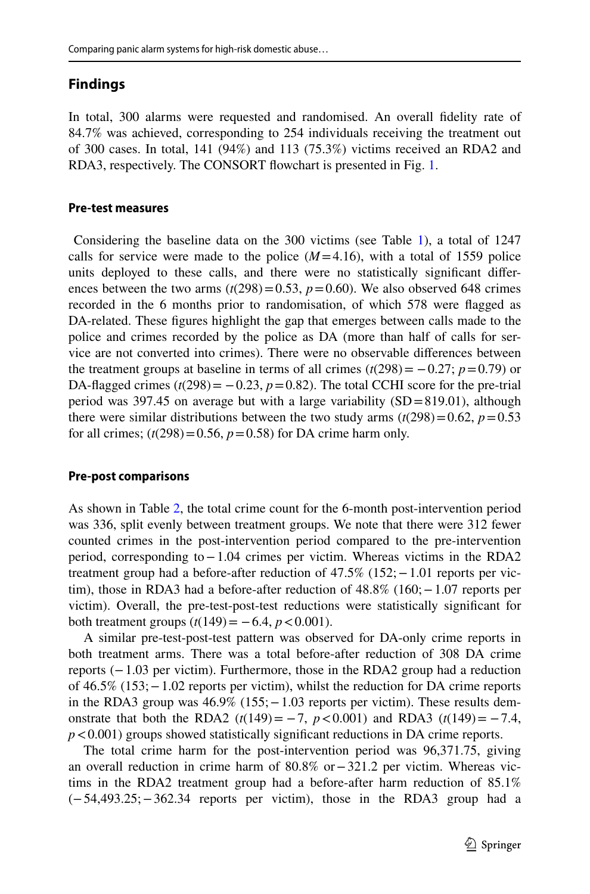## Findings

In total, 300 alarms were requested and randomised. An overall fidelity rate of 84.7% was achieved, corresponding to 254 individuals receiving the treatment out of 300 cases. In total, 141 (94%) and 113 (75.3%) victims received an RDA2 and RDA3, respectively. The CONSORT flowchart is presented in Fig. 1.

### Pre-test measures

Considering the baseline data on the 300 victims (see Table 1), a total of 1247 calls for service were made to the police ($M = 4.16$), with a total of 1559 police units deployed to these calls, and there were no statistically significant differences between the two arms ($t(298) = 0.53$, $p = 0.60$). We also observed 648 crimes recorded in the 6 months prior to randomisation, of which 578 were flagged as DA-related. These figures highlight the gap that emerges between calls made to the police and crimes recorded by the police as DA (more than half of calls for service are not converted into crimes). There were no observable differences between the treatment groups at baseline in terms of all crimes ($t(298) = -0.27$; $p = 0.79$) or DA-flagged crimes ($t(298) = -0.23$, $p = 0.82$). The total CCHI score for the pre-trial period was 397.45 on average but with a large variability (SD = 819.01), although there were similar distributions between the two study arms ($t(298) = 0.62$, $p = 0.53$ for all crimes; ($t(298) = 0.56$, $p = 0.58$) for DA crime harm only.

### Pre-post comparisons

As shown in Table 2, the total crime count for the 6-month post-intervention period was 336, split evenly between treatment groups. We note that there were 312 fewer counted crimes in the post-intervention period compared to the pre-intervention period, corresponding to − 1.04 crimes per victim. Whereas victims in the RDA2 treatment group had a before-after reduction of 47.5% (152; − 1.01 reports per victim), those in RDA3 had a before-after reduction of 48.8% (160; − 1.07 reports per victim). Overall, the pre-test-post-test reductions were statistically significant for both treatment groups ($t(149) = -6.4$, $p < 0.001$).

A similar pre-test-post-test pattern was observed for DA-only crime reports in both treatment arms. There was a total before-after reduction of 308 DA crime reports (− 1.03 per victim). Furthermore, those in the RDA2 group had a reduction of 46.5% (153; − 1.02 reports per victim), whilst the reduction for DA crime reports in the RDA3 group was 46.9% (155; − 1.03 reports per victim). These results demonstrate that both the RDA2 ($t(149) = -7$, $p < 0.001$) and RDA3 ($t(149) = -7.4$, $p < 0.001$) groups showed statistically significant reductions in DA crime reports.

The total crime harm for the post-intervention period was 96,371.75, giving an overall reduction in crime harm of 80.8% or − 321.2 per victim. Whereas victims in the RDA2 treatment group had a before-after harm reduction of 85.1% (− 54,493.25; − 362.34 reports per victim), those in the RDA3 group had a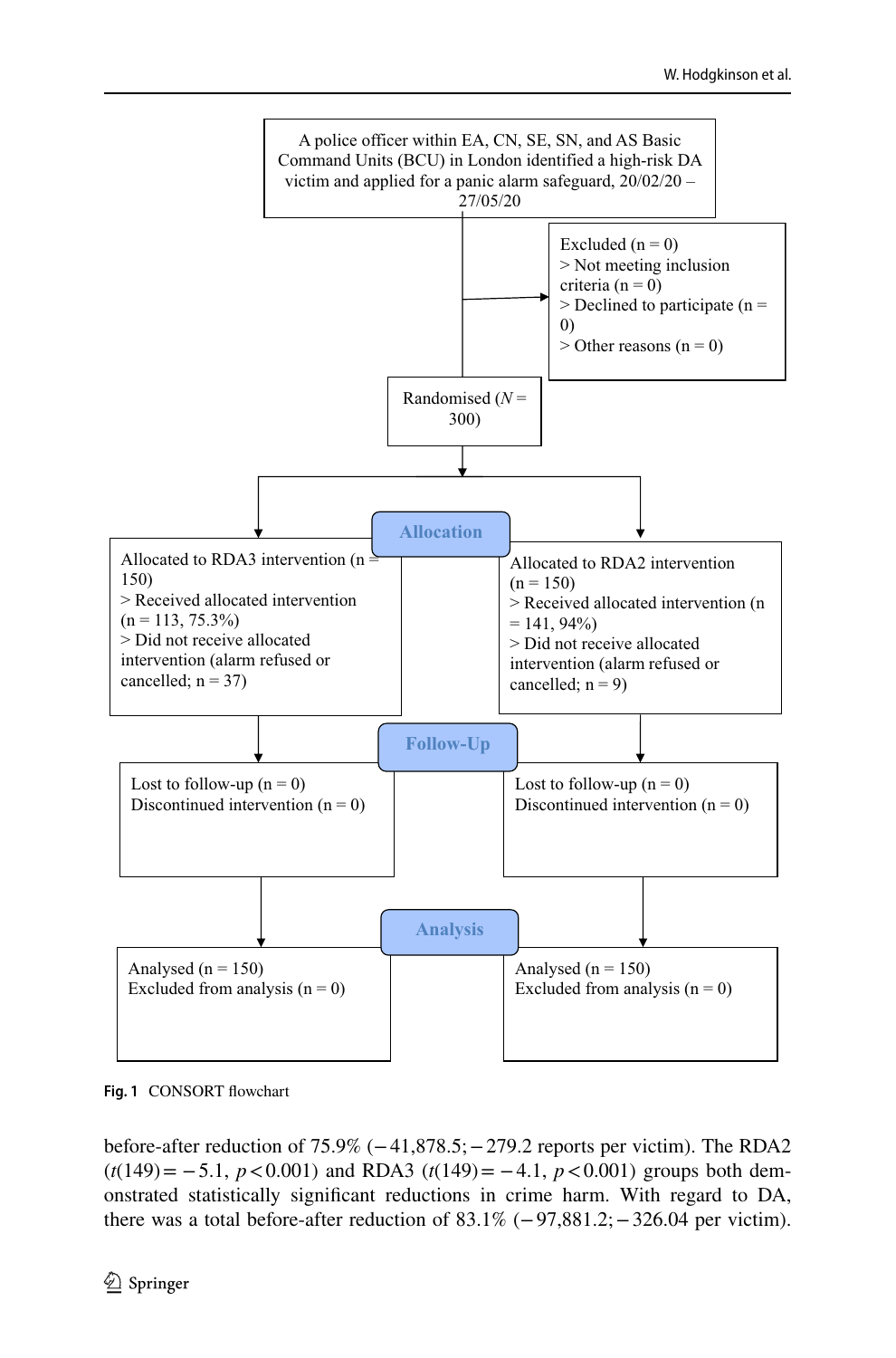A police officer within EA, CN, SE, SN, and AS Basic Command Units (BCU) in London identified a high-risk DA victim and applied for a panic alarm safeguard, 20/02/20 – 27/05/20

Excluded (n = 0)
> Not meeting inclusion criteria (n = 0)
> Declined to participate (n = 0)
> Other reasons (n = 0)

Randomised ($N$ = 300)

**Allocation**

Allocated to RDA3 intervention (n = 150)
> Received allocated intervention (n = 113, 75.3%)
> Did not receive allocated intervention (alarm refused or cancelled; n = 37)

Allocated to RDA2 intervention (n = 150)
> Received allocated intervention (n = 141, 94%)
> Did not receive allocated intervention (alarm refused or cancelled; n = 9)

**Follow-Up**

Lost to follow-up (n = 0)
Discontinued intervention (n = 0)

Lost to follow-up (n = 0)
Discontinued intervention (n = 0)

**Analysis**

Analysed (n = 150)
Excluded from analysis (n = 0)

Analysed (n = 150)
Excluded from analysis (n = 0)

**Fig. 1** CONSORT flowchart

before-after reduction of 75.9% (−41,878.5; −279.2 reports per victim). The RDA2 ($t(149) = -5.1$, $p < 0.001$) and RDA3 ($t(149) = -4.1$, $p < 0.001$) groups both demonstrated statistically significant reductions in crime harm. With regard to DA, there was a total before-after reduction of 83.1% (−97,881.2; −326.04 per victim).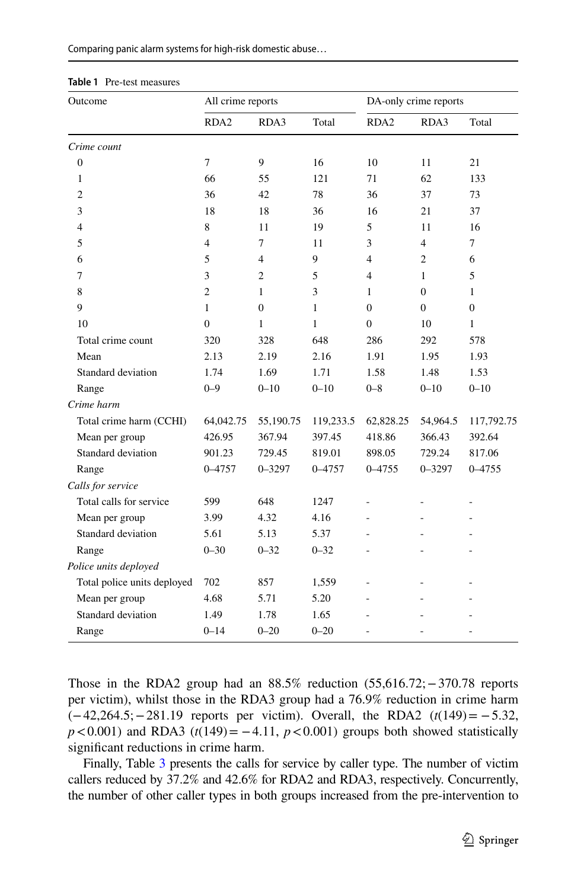**Table 1** Pre-test measures

| Outcome | All crime reports | | | DA-only crime reports | | |
|---|---|---|---|---|---|---|
| | RDA2 | RDA3 | Total | RDA2 | RDA3 | Total |
| *Crime count* | | | | | | |
| 0 | 7 | 9 | 16 | 10 | 11 | 21 |
| 1 | 66 | 55 | 121 | 71 | 62 | 133 |
| 2 | 36 | 42 | 78 | 36 | 37 | 73 |
| 3 | 18 | 18 | 36 | 16 | 21 | 37 |
| 4 | 8 | 11 | 19 | 5 | 11 | 16 |
| 5 | 4 | 7 | 11 | 3 | 4 | 7 |
| 6 | 5 | 4 | 9 | 4 | 2 | 6 |
| 7 | 3 | 2 | 5 | 4 | 1 | 5 |
| 8 | 2 | 1 | 3 | 1 | 0 | 1 |
| 9 | 1 | 0 | 1 | 0 | 0 | 0 |
| 10 | 0 | 1 | 1 | 0 | 10 | 1 |
| Total crime count | 320 | 328 | 648 | 286 | 292 | 578 |
| Mean | 2.13 | 2.19 | 2.16 | 1.91 | 1.95 | 1.93 |
| Standard deviation | 1.74 | 1.69 | 1.71 | 1.58 | 1.48 | 1.53 |
| Range | 0–9 | 0–10 | 0–10 | 0–8 | 0–10 | 0–10 |
| *Crime harm* | | | | | | |
| Total crime harm (CCHI) | 64,042.75 | 55,190.75 | 119,233.5 | 62,828.25 | 54,964.5 | 117,792.75 |
| Mean per group | 426.95 | 367.94 | 397.45 | 418.86 | 366.43 | 392.64 |
| Standard deviation | 901.23 | 729.45 | 819.01 | 898.05 | 729.24 | 817.06 |
| Range | 0–4757 | 0–3297 | 0–4757 | 0–4755 | 0–3297 | 0–4755 |
| *Calls for service* | | | | | | |
| Total calls for service | 599 | 648 | 1247 | - | - | - |
| Mean per group | 3.99 | 4.32 | 4.16 | - | - | - |
| Standard deviation | 5.61 | 5.13 | 5.37 | - | - | - |
| Range | 0–30 | 0–32 | 0–32 | - | - | - |
| *Police units deployed* | | | | | | |
| Total police units deployed | 702 | 857 | 1,559 | - | - | - |
| Mean per group | 4.68 | 5.71 | 5.20 | - | - | - |
| Standard deviation | 1.49 | 1.78 | 1.65 | - | - | - |
| Range | 0–14 | 0–20 | 0–20 | - | - | - |

Those in the RDA2 group had an 88.5% reduction (55,616.72; −370.78 reports per victim), whilst those in the RDA3 group had a 76.9% reduction in crime harm (−42,264.5; −281.19 reports per victim). Overall, the RDA2 ($t(149) = -5.32$, $p < 0.001$) and RDA3 ($t(149) = -4.11$, $p < 0.001$) groups both showed statistically significant reductions in crime harm.

Finally, Table 3 presents the calls for service by caller type. The number of victim callers reduced by 37.2% and 42.6% for RDA2 and RDA3, respectively. Concurrently, the number of other caller types in both groups increased from the pre-intervention to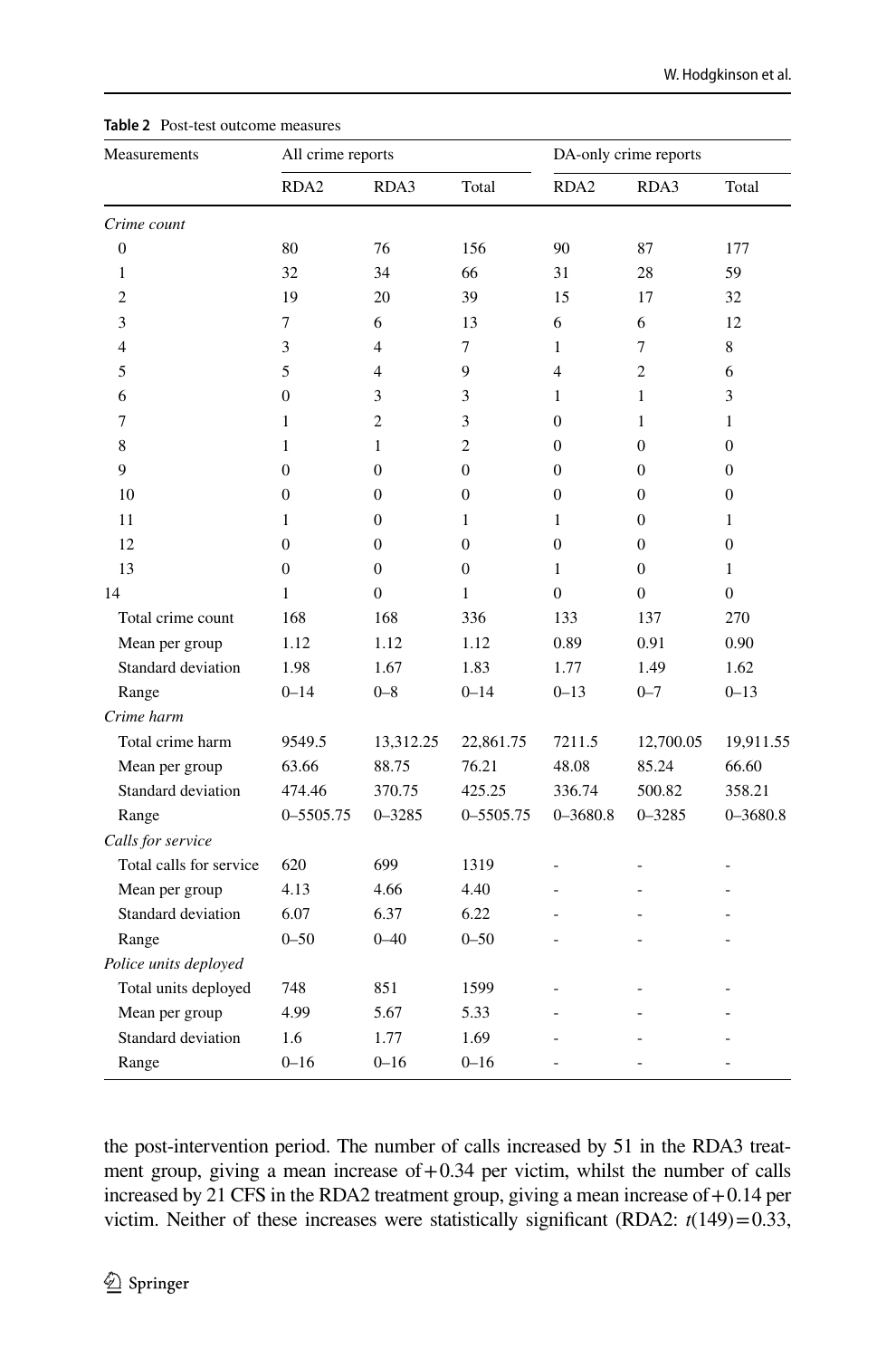**Table 2** Post-test outcome measures

| Measurements | All crime reports | | | DA-only crime reports | | |
|---|---|---|---|---|---|---|
| | RDA2 | RDA3 | Total | RDA2 | RDA3 | Total |
| *Crime count* | | | | | | |
| 0 | 80 | 76 | 156 | 90 | 87 | 177 |
| 1 | 32 | 34 | 66 | 31 | 28 | 59 |
| 2 | 19 | 20 | 39 | 15 | 17 | 32 |
| 3 | 7 | 6 | 13 | 6 | 6 | 12 |
| 4 | 3 | 4 | 7 | 1 | 7 | 8 |
| 5 | 5 | 4 | 9 | 4 | 2 | 6 |
| 6 | 0 | 3 | 3 | 1 | 1 | 3 |
| 7 | 1 | 2 | 3 | 0 | 1 | 1 |
| 8 | 1 | 1 | 2 | 0 | 0 | 0 |
| 9 | 0 | 0 | 0 | 0 | 0 | 0 |
| 10 | 0 | 0 | 0 | 0 | 0 | 0 |
| 11 | 1 | 0 | 1 | 1 | 0 | 1 |
| 12 | 0 | 0 | 0 | 0 | 0 | 0 |
| 13 | 0 | 0 | 0 | 1 | 0 | 1 |
| 14 | 1 | 0 | 1 | 0 | 0 | 0 |
| Total crime count | 168 | 168 | 336 | 133 | 137 | 270 |
| Mean per group | 1.12 | 1.12 | 1.12 | 0.89 | 0.91 | 0.90 |
| Standard deviation | 1.98 | 1.67 | 1.83 | 1.77 | 1.49 | 1.62 |
| Range | 0–14 | 0–8 | 0–14 | 0–13 | 0–7 | 0–13 |
| *Crime harm* | | | | | | |
| Total crime harm | 9549.5 | 13,312.25 | 22,861.75 | 7211.5 | 12,700.05 | 19,911.55 |
| Mean per group | 63.66 | 88.75 | 76.21 | 48.08 | 85.24 | 66.60 |
| Standard deviation | 474.46 | 370.75 | 425.25 | 336.74 | 500.82 | 358.21 |
| Range | 0–5505.75 | 0–3285 | 0–5505.75 | 0–3680.8 | 0–3285 | 0–3680.8 |
| *Calls for service* | | | | | | |
| Total calls for service | 620 | 699 | 1319 | - | - | - |
| Mean per group | 4.13 | 4.66 | 4.40 | - | - | - |
| Standard deviation | 6.07 | 6.37 | 6.22 | - | - | - |
| Range | 0–50 | 0–40 | 0–50 | - | - | - |
| *Police units deployed* | | | | | | |
| Total units deployed | 748 | 851 | 1599 | - | - | - |
| Mean per group | 4.99 | 5.67 | 5.33 | - | - | - |
| Standard deviation | 1.6 | 1.77 | 1.69 | - | - | - |
| Range | 0–16 | 0–16 | 0–16 | - | - | - |

the post-intervention period. The number of calls increased by 51 in the RDA3 treatment group, giving a mean increase of +0.34 per victim, whilst the number of calls increased by 21 CFS in the RDA2 treatment group, giving a mean increase of +0.14 per victim. Neither of these increases were statistically significant (RDA2: $t(149) = 0.33$,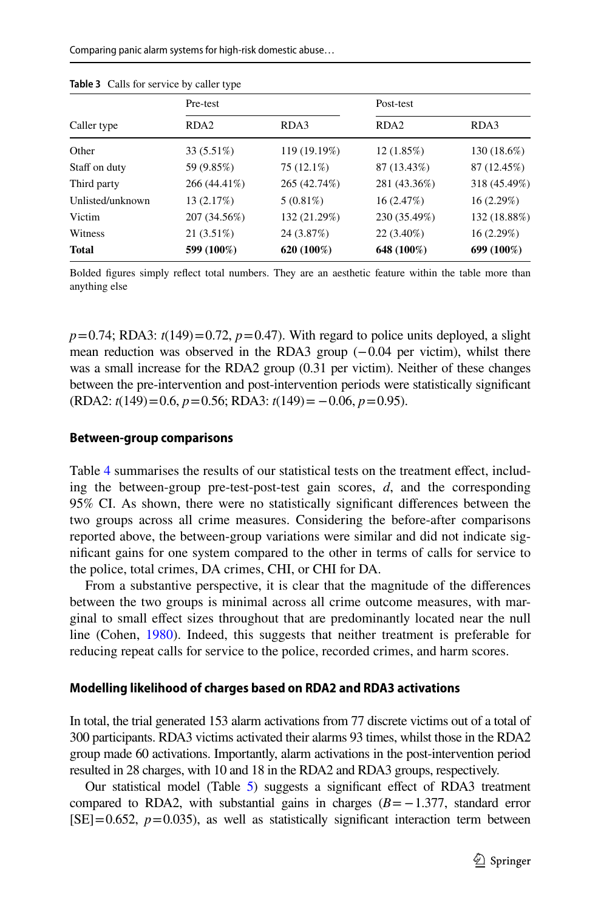**Table 3** Calls for service by caller type

| Caller type | Pre-test | | Post-test | |
|---|---|---|---|---|
| | RDA2 | RDA3 | RDA2 | RDA3 |
| Other | 33 (5.51%) | 119 (19.19%) | 12 (1.85%) | 130 (18.6%) |
| Staff on duty | 59 (9.85%) | 75 (12.1%) | 87 (13.43%) | 87 (12.45%) |
| Third party | 266 (44.41%) | 265 (42.74%) | 281 (43.36%) | 318 (45.49%) |
| Unlisted/unknown | 13 (2.17%) | 5 (0.81%) | 16 (2.47%) | 16 (2.29%) |
| Victim | 207 (34.56%) | 132 (21.29%) | 230 (35.49%) | 132 (18.88%) |
| Witness | 21 (3.51%) | 24 (3.87%) | 22 (3.40%) | 16 (2.29%) |
| **Total** | **599 (100%)** | **620 (100%)** | **648 (100%)** | **699 (100%)** |

Bolded figures simply reflect total numbers. They are an aesthetic feature within the table more than anything else

$p = 0.74$; RDA3: $t(149) = 0.72$, $p = 0.47$). With regard to police units deployed, a slight mean reduction was observed in the RDA3 group ($-0.04$ per victim), whilst there was a small increase for the RDA2 group (0.31 per victim). Neither of these changes between the pre-intervention and post-intervention periods were statistically significant (RDA2: $t(149) = 0.6$, $p = 0.56$; RDA3: $t(149) = -0.06$, $p = 0.95$).

#### Between-group comparisons

Table 4 summarises the results of our statistical tests on the treatment effect, including the between-group pre-test-post-test gain scores, $d$, and the corresponding 95% CI. As shown, there were no statistically significant differences between the two groups across all crime measures. Considering the before-after comparisons reported above, the between-group variations were similar and did not indicate significant gains for one system compared to the other in terms of calls for service to the police, total crimes, DA crimes, CHI, or CHI for DA.

From a substantive perspective, it is clear that the magnitude of the differences between the two groups is minimal across all crime outcome measures, with marginal to small effect sizes throughout that are predominantly located near the null line (Cohen, 1980). Indeed, this suggests that neither treatment is preferable for reducing repeat calls for service to the police, recorded crimes, and harm scores.

#### Modelling likelihood of charges based on RDA2 and RDA3 activations

In total, the trial generated 153 alarm activations from 77 discrete victims out of a total of 300 participants. RDA3 victims activated their alarms 93 times, whilst those in the RDA2 group made 60 activations. Importantly, alarm activations in the post-intervention period resulted in 28 charges, with 10 and 18 in the RDA2 and RDA3 groups, respectively.

Our statistical model (Table 5) suggests a significant effect of RDA3 treatment compared to RDA2, with substantial gains in charges ($B = -1.377$, standard error [SE] $= 0.652$, $p = 0.035$), as well as statistically significant interaction term between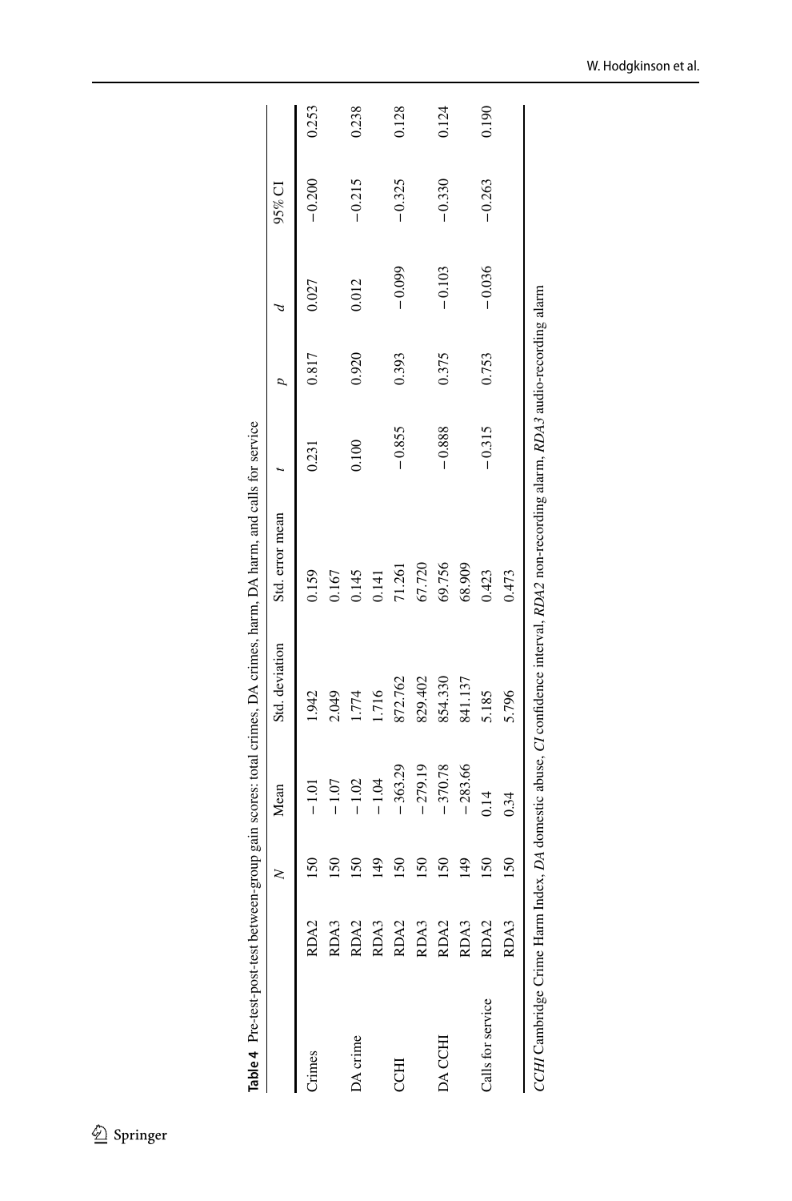**Table 4** Pre-test-post-test between-group gain scores: total crimes, DA crimes, harm, DA harm, and calls for service

| | | N | Mean | Std. deviation | Std. error mean | t | p | d | 95% CI | |
|---|---|---|---|---|---|---|---|---|---|---|
| Crimes | RDA2 | 150 | −1.01 | 1.942 | 0.159 | 0.231 | 0.817 | 0.027 | −0.200 | 0.253 |
| | RDA3 | 150 | −1.07 | 2.049 | 0.167 | | | | | |
| DA crime | RDA2 | 150 | −1.02 | 1.774 | 0.145 | 0.100 | 0.920 | 0.012 | −0.215 | 0.238 |
| | RDA3 | 149 | −1.04 | 1.716 | 0.141 | | | | | |
| CCHI | RDA2 | 150 | −363.29 | 872.762 | 71.261 | −0.855 | 0.393 | −0.099 | −0.325 | 0.128 |
| | RDA3 | 150 | −279.19 | 829.402 | 67.720 | | | | | |
| DA CCHI | RDA2 | 150 | −370.78 | 854.330 | 69.756 | −0.888 | 0.375 | −0.103 | −0.330 | 0.124 |
| | RDA3 | 149 | −283.66 | 841.137 | 68.909 | | | | | |
| Calls for service | RDA2 | 150 | 0.14 | 5.185 | 0.423 | −0.315 | 0.753 | −0.036 | −0.263 | 0.190 |
| | RDA3 | 150 | 0.34 | 5.796 | 0.473 | | | | | |

*CCHI* Cambridge Crime Harm Index, *DA* domestic abuse, *CI* confidence interval, *RDA2* non-recording alarm, *RDA3* audio-recording alarm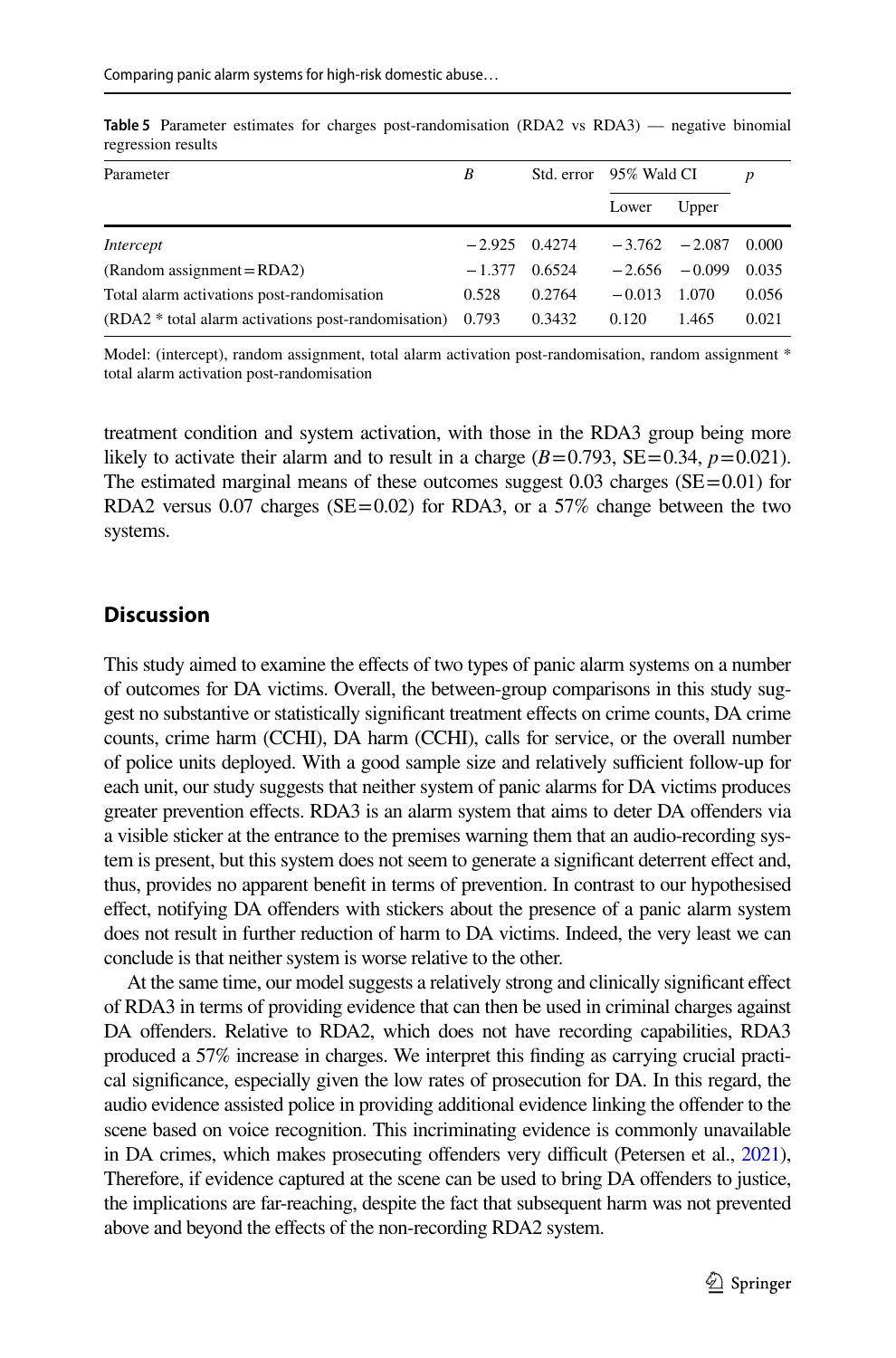**Table 5** Parameter estimates for charges post-randomisation (RDA2 vs RDA3) — negative binomial regression results

| Parameter | *B* | Std. error | 95% Wald CI | | *p* |
|---|---|---|---|---|---|
| | | | Lower | Upper | |
| *Intercept* | −2.925 | 0.4274 | −3.762 | −2.087 | 0.000 |
| (Random assignment = RDA2) | −1.377 | 0.6524 | −2.656 | −0.099 | 0.035 |
| Total alarm activations post-randomisation | 0.528 | 0.2764 | −0.013 | 1.070 | 0.056 |
| (RDA2 * total alarm activations post-randomisation) | 0.793 | 0.3432 | 0.120 | 1.465 | 0.021 |

Model: (intercept), random assignment, total alarm activation post-randomisation, random assignment * total alarm activation post-randomisation

treatment condition and system activation, with those in the RDA3 group being more likely to activate their alarm and to result in a charge ($B = 0.793$, SE $= 0.34$, $p = 0.021$). The estimated marginal means of these outcomes suggest 0.03 charges (SE $= 0.01$) for RDA2 versus 0.07 charges (SE $= 0.02$) for RDA3, or a 57% change between the two systems.

## Discussion

This study aimed to examine the effects of two types of panic alarm systems on a number of outcomes for DA victims. Overall, the between-group comparisons in this study suggest no substantive or statistically significant treatment effects on crime counts, DA crime counts, crime harm (CCHI), DA harm (CCHI), calls for service, or the overall number of police units deployed. With a good sample size and relatively sufficient follow-up for each unit, our study suggests that neither system of panic alarms for DA victims produces greater prevention effects. RDA3 is an alarm system that aims to deter DA offenders via a visible sticker at the entrance to the premises warning them that an audio-recording system is present, but this system does not seem to generate a significant deterrent effect and, thus, provides no apparent benefit in terms of prevention. In contrast to our hypothesised effect, notifying DA offenders with stickers about the presence of a panic alarm system does not result in further reduction of harm to DA victims. Indeed, the very least we can conclude is that neither system is worse relative to the other.

At the same time, our model suggests a relatively strong and clinically significant effect of RDA3 in terms of providing evidence that can then be used in criminal charges against DA offenders. Relative to RDA2, which does not have recording capabilities, RDA3 produced a 57% increase in charges. We interpret this finding as carrying crucial practical significance, especially given the low rates of prosecution for DA. In this regard, the audio evidence assisted police in providing additional evidence linking the offender to the scene based on voice recognition. This incriminating evidence is commonly unavailable in DA crimes, which makes prosecuting offenders very difficult (Petersen et al., 2021), Therefore, if evidence captured at the scene can be used to bring DA offenders to justice, the implications are far-reaching, despite the fact that subsequent harm was not prevented above and beyond the effects of the non-recording RDA2 system.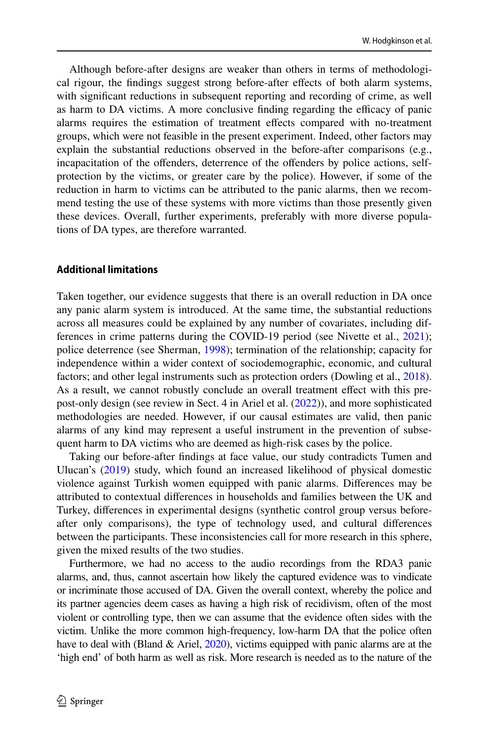Although before-after designs are weaker than others in terms of methodological rigour, the findings suggest strong before-after effects of both alarm systems, with significant reductions in subsequent reporting and recording of crime, as well as harm to DA victims. A more conclusive finding regarding the efficacy of panic alarms requires the estimation of treatment effects compared with no-treatment groups, which were not feasible in the present experiment. Indeed, other factors may explain the substantial reductions observed in the before-after comparisons (e.g., incapacitation of the offenders, deterrence of the offenders by police actions, self-protection by the victims, or greater care by the police). However, if some of the reduction in harm to victims can be attributed to the panic alarms, then we recommend testing the use of these systems with more victims than those presently given these devices. Overall, further experiments, preferably with more diverse populations of DA types, are therefore warranted.

#### Additional limitations

Taken together, our evidence suggests that there is an overall reduction in DA once any panic alarm system is introduced. At the same time, the substantial reductions across all measures could be explained by any number of covariates, including differences in crime patterns during the COVID-19 period (see Nivette et al., 2021); police deterrence (see Sherman, 1998); termination of the relationship; capacity for independence within a wider context of sociodemographic, economic, and cultural factors; and other legal instruments such as protection orders (Dowling et al., 2018). As a result, we cannot robustly conclude an overall treatment effect with this pre-post-only design (see review in Sect. 4 in Ariel et al. (2022)), and more sophisticated methodologies are needed. However, if our causal estimates are valid, then panic alarms of any kind may represent a useful instrument in the prevention of subsequent harm to DA victims who are deemed as high-risk cases by the police.

Taking our before-after findings at face value, our study contradicts Tumen and Ulucan's (2019) study, which found an increased likelihood of physical domestic violence against Turkish women equipped with panic alarms. Differences may be attributed to contextual differences in households and families between the UK and Turkey, differences in experimental designs (synthetic control group versus before-after only comparisons), the type of technology used, and cultural differences between the participants. These inconsistencies call for more research in this sphere, given the mixed results of the two studies.

Furthermore, we had no access to the audio recordings from the RDA3 panic alarms, and, thus, cannot ascertain how likely the captured evidence was to vindicate or incriminate those accused of DA. Given the overall context, whereby the police and its partner agencies deem cases as having a high risk of recidivism, often of the most violent or controlling type, then we can assume that the evidence often sides with the victim. Unlike the more common high-frequency, low-harm DA that the police often have to deal with (Bland & Ariel, 2020), victims equipped with panic alarms are at the 'high end' of both harm as well as risk. More research is needed as to the nature of the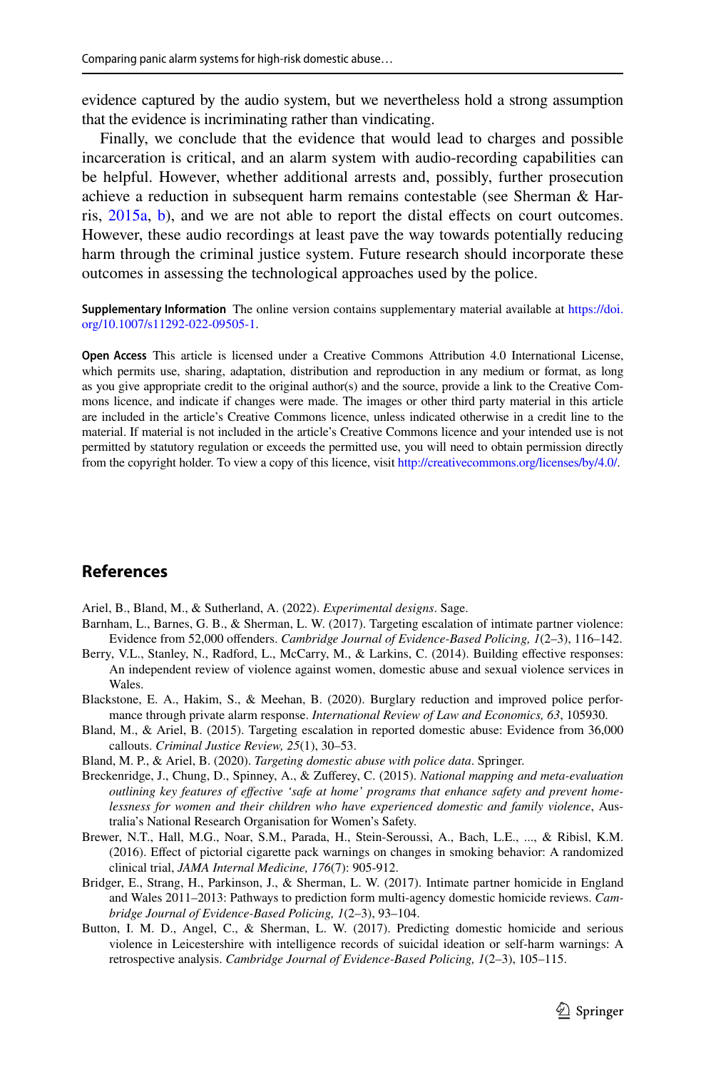evidence captured by the audio system, but we nevertheless hold a strong assumption that the evidence is incriminating rather than vindicating.

Finally, we conclude that the evidence that would lead to charges and possible incarceration is critical, and an alarm system with audio-recording capabilities can be helpful. However, whether additional arrests and, possibly, further prosecution achieve a reduction in subsequent harm remains contestable (see Sherman & Harris, 2015a, b), and we are not able to report the distal effects on court outcomes. However, these audio recordings at least pave the way towards potentially reducing harm through the criminal justice system. Future research should incorporate these outcomes in assessing the technological approaches used by the police.

**Supplementary Information** The online version contains supplementary material available at https://doi.org/10.1007/s11292-022-09505-1.

**Open Access** This article is licensed under a Creative Commons Attribution 4.0 International License, which permits use, sharing, adaptation, distribution and reproduction in any medium or format, as long as you give appropriate credit to the original author(s) and the source, provide a link to the Creative Commons licence, and indicate if changes were made. The images or other third party material in this article are included in the article's Creative Commons licence, unless indicated otherwise in a credit line to the material. If material is not included in the article's Creative Commons licence and your intended use is not permitted by statutory regulation or exceeds the permitted use, you will need to obtain permission directly from the copyright holder. To view a copy of this licence, visit http://creativecommons.org/licenses/by/4.0/.

## References

Ariel, B., Bland, M., & Sutherland, A. (2022). *Experimental designs*. Sage.

Barnham, L., Barnes, G. B., & Sherman, L. W. (2017). Targeting escalation of intimate partner violence: Evidence from 52,000 offenders. *Cambridge Journal of Evidence-Based Policing, 1*(2–3), 116–142.

Berry, V.L., Stanley, N., Radford, L., McCarry, M., & Larkins, C. (2014). Building effective responses: An independent review of violence against women, domestic abuse and sexual violence services in Wales.

Blackstone, E. A., Hakim, S., & Meehan, B. (2020). Burglary reduction and improved police performance through private alarm response. *International Review of Law and Economics, 63*, 105930.

Bland, M., & Ariel, B. (2015). Targeting escalation in reported domestic abuse: Evidence from 36,000 callouts. *Criminal Justice Review, 25*(1), 30–53.

Bland, M. P., & Ariel, B. (2020). *Targeting domestic abuse with police data*. Springer.

Breckenridge, J., Chung, D., Spinney, A., & Zufferey, C. (2015). *National mapping and meta-evaluation outlining key features of effective 'safe at home' programs that enhance safety and prevent homelessness for women and their children who have experienced domestic and family violence*, Australia's National Research Organisation for Women's Safety.

Brewer, N.T., Hall, M.G., Noar, S.M., Parada, H., Stein-Seroussi, A., Bach, L.E., ..., & Ribisl, K.M. (2016). Effect of pictorial cigarette pack warnings on changes in smoking behavior: A randomized clinical trial, *JAMA Internal Medicine, 176*(7): 905-912.

Bridger, E., Strang, H., Parkinson, J., & Sherman, L. W. (2017). Intimate partner homicide in England and Wales 2011–2013: Pathways to prediction form multi-agency domestic homicide reviews. *Cambridge Journal of Evidence-Based Policing, 1*(2–3), 93–104.

Button, I. M. D., Angel, C., & Sherman, L. W. (2017). Predicting domestic homicide and serious violence in Leicestershire with intelligence records of suicidal ideation or self-harm warnings: A retrospective analysis. *Cambridge Journal of Evidence-Based Policing, 1*(2–3), 105–115.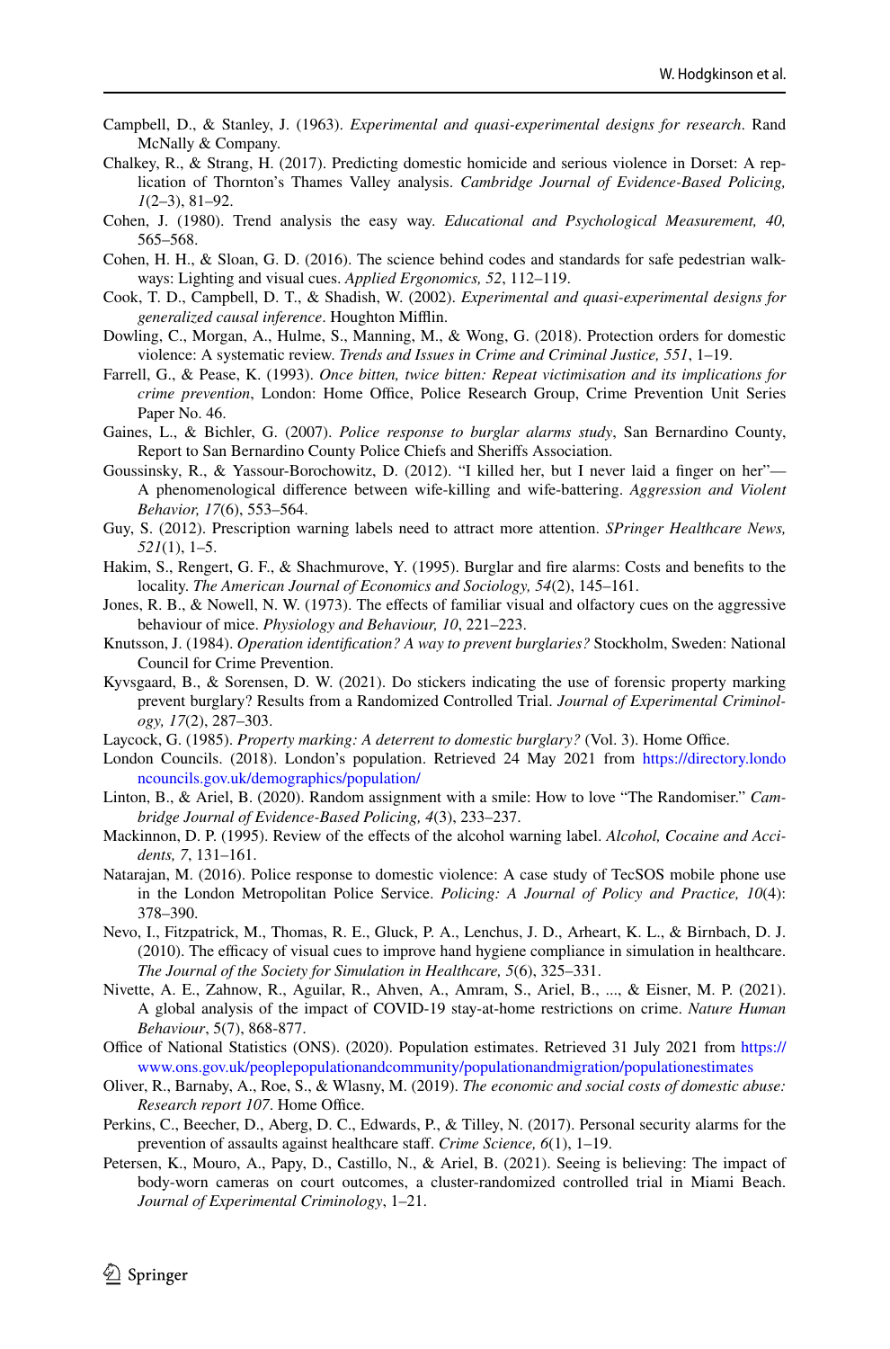Campbell, D., & Stanley, J. (1963). *Experimental and quasi-experimental designs for research*. Rand McNally & Company.

Chalkey, R., & Strang, H. (2017). Predicting domestic homicide and serious violence in Dorset: A replication of Thornton's Thames Valley analysis. *Cambridge Journal of Evidence-Based Policing, 1*(2–3), 81–92.

Cohen, J. (1980). Trend analysis the easy way. *Educational and Psychological Measurement, 40,* 565–568.

Cohen, H. H., & Sloan, G. D. (2016). The science behind codes and standards for safe pedestrian walkways: Lighting and visual cues. *Applied Ergonomics, 52*, 112–119.

Cook, T. D., Campbell, D. T., & Shadish, W. (2002). *Experimental and quasi-experimental designs for generalized causal inference*. Houghton Mifflin.

Dowling, C., Morgan, A., Hulme, S., Manning, M., & Wong, G. (2018). Protection orders for domestic violence: A systematic review. *Trends and Issues in Crime and Criminal Justice, 551*, 1–19.

Farrell, G., & Pease, K. (1993). *Once bitten, twice bitten: Repeat victimisation and its implications for crime prevention*, London: Home Office, Police Research Group, Crime Prevention Unit Series Paper No. 46.

Gaines, L., & Bichler, G. (2007). *Police response to burglar alarms study*, San Bernardino County, Report to San Bernardino County Police Chiefs and Sheriffs Association.

Goussinsky, R., & Yassour-Borochowitz, D. (2012). "I killed her, but I never laid a finger on her"—A phenomenological difference between wife-killing and wife-battering. *Aggression and Violent Behavior, 17*(6), 553–564.

Guy, S. (2012). Prescription warning labels need to attract more attention. *SPringer Healthcare News, 521*(1), 1–5.

Hakim, S., Rengert, G. F., & Shachmurove, Y. (1995). Burglar and fire alarms: Costs and benefits to the locality. *The American Journal of Economics and Sociology, 54*(2), 145–161.

Jones, R. B., & Nowell, N. W. (1973). The effects of familiar visual and olfactory cues on the aggressive behaviour of mice. *Physiology and Behaviour, 10*, 221–223.

Knutsson, J. (1984). *Operation identification? A way to prevent burglaries?* Stockholm, Sweden: National Council for Crime Prevention.

Kyvsgaard, B., & Sorensen, D. W. (2021). Do stickers indicating the use of forensic property marking prevent burglary? Results from a Randomized Controlled Trial. *Journal of Experimental Criminology, 17*(2), 287–303.

Laycock, G. (1985). *Property marking: A deterrent to domestic burglary?* (Vol. 3). Home Office.

London Councils. (2018). London's population. Retrieved 24 May 2021 from https://directory.londoncouncils.gov.uk/demographics/population/

Linton, B., & Ariel, B. (2020). Random assignment with a smile: How to love "The Randomiser." *Cambridge Journal of Evidence-Based Policing, 4*(3), 233–237.

Mackinnon, D. P. (1995). Review of the effects of the alcohol warning label. *Alcohol, Cocaine and Accidents, 7*, 131–161.

Natarajan, M. (2016). Police response to domestic violence: A case study of TecSOS mobile phone use in the London Metropolitan Police Service. *Policing: A Journal of Policy and Practice, 10*(4): 378–390.

Nevo, I., Fitzpatrick, M., Thomas, R. E., Gluck, P. A., Lenchus, J. D., Arheart, K. L., & Birnbach, D. J. (2010). The efficacy of visual cues to improve hand hygiene compliance in simulation in healthcare. *The Journal of the Society for Simulation in Healthcare, 5*(6), 325–331.

Nivette, A. E., Zahnow, R., Aguilar, R., Ahven, A., Amram, S., Ariel, B., ..., & Eisner, M. P. (2021). A global analysis of the impact of COVID-19 stay-at-home restrictions on crime. *Nature Human Behaviour*, 5(7), 868-877.

Office of National Statistics (ONS). (2020). Population estimates. Retrieved 31 July 2021 from https://www.ons.gov.uk/peoplepopulationandcommunity/populationandmigration/populationestimates

Oliver, R., Barnaby, A., Roe, S., & Wlasny, M. (2019). *The economic and social costs of domestic abuse: Research report 107*. Home Office.

Perkins, C., Beecher, D., Aberg, D. C., Edwards, P., & Tilley, N. (2017). Personal security alarms for the prevention of assaults against healthcare staff. *Crime Science, 6*(1), 1–19.

Petersen, K., Mouro, A., Papy, D., Castillo, N., & Ariel, B. (2021). Seeing is believing: The impact of body-worn cameras on court outcomes, a cluster-randomized controlled trial in Miami Beach. *Journal of Experimental Criminology*, 1–21.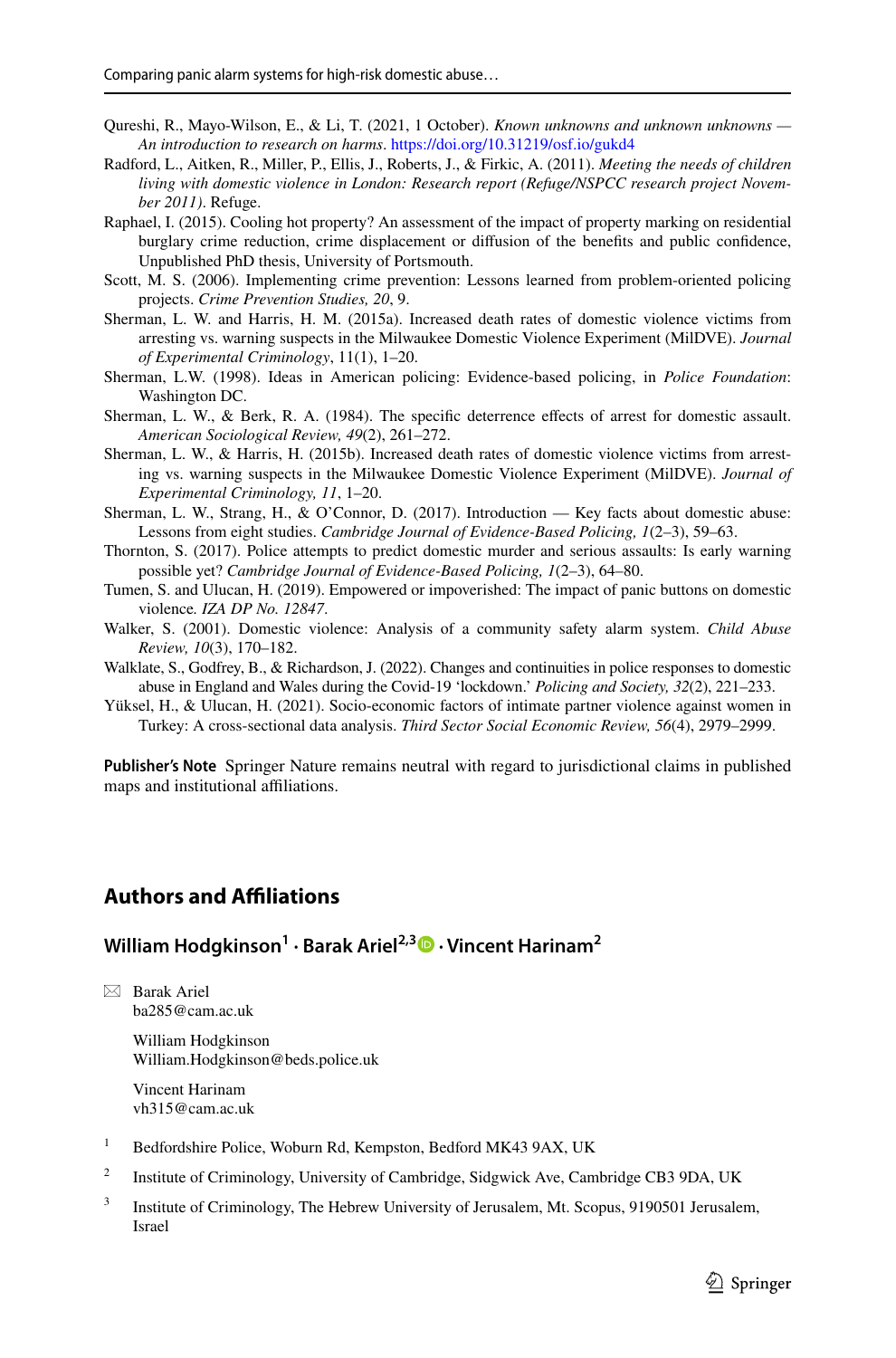Qureshi, R., Mayo-Wilson, E., & Li, T. (2021, 1 October). *Known unknowns and unknown unknowns — An introduction to research on harms*. https://doi.org/10.31219/osf.io/gukd4

Radford, L., Aitken, R., Miller, P., Ellis, J., Roberts, J., & Firkic, A. (2011). *Meeting the needs of children living with domestic violence in London: Research report (Refuge/NSPCC research project November 2011)*. Refuge.

Raphael, I. (2015). Cooling hot property? An assessment of the impact of property marking on residential burglary crime reduction, crime displacement or diffusion of the benefits and public confidence, Unpublished PhD thesis, University of Portsmouth.

Scott, M. S. (2006). Implementing crime prevention: Lessons learned from problem-oriented policing projects. *Crime Prevention Studies, 20*, 9.

Sherman, L. W. and Harris, H. M. (2015a). Increased death rates of domestic violence victims from arresting vs. warning suspects in the Milwaukee Domestic Violence Experiment (MilDVE). *Journal of Experimental Criminology*, 11(1), 1–20.

Sherman, L.W. (1998). Ideas in American policing: Evidence-based policing, in *Police Foundation*: Washington DC.

Sherman, L. W., & Berk, R. A. (1984). The specific deterrence effects of arrest for domestic assault. *American Sociological Review, 49*(2), 261–272.

Sherman, L. W., & Harris, H. (2015b). Increased death rates of domestic violence victims from arresting vs. warning suspects in the Milwaukee Domestic Violence Experiment (MilDVE). *Journal of Experimental Criminology, 11*, 1–20.

Sherman, L. W., Strang, H., & O'Connor, D. (2017). Introduction — Key facts about domestic abuse: Lessons from eight studies. *Cambridge Journal of Evidence-Based Policing, 1*(2–3), 59–63.

Thornton, S. (2017). Police attempts to predict domestic murder and serious assaults: Is early warning possible yet? *Cambridge Journal of Evidence-Based Policing, 1*(2–3), 64–80.

Tumen, S. and Ulucan, H. (2019). Empowered or impoverished: The impact of panic buttons on domestic violence. *IZA DP No. 12847*.

Walker, S. (2001). Domestic violence: Analysis of a community safety alarm system. *Child Abuse Review, 10*(3), 170–182.

Walklate, S., Godfrey, B., & Richardson, J. (2022). Changes and continuities in police responses to domestic abuse in England and Wales during the Covid-19 'lockdown.' *Policing and Society, 32*(2), 221–233.

Yüksel, H., & Ulucan, H. (2021). Socio-economic factors of intimate partner violence against women in Turkey: A cross-sectional data analysis. *Third Sector Social Economic Review, 56*(4), 2979–2999.

**Publisher's Note** Springer Nature remains neutral with regard to jurisdictional claims in published maps and institutional affiliations.

## Authors and Affiliations

**William Hodgkinson[1] · Barak Ariel[2,3] · Vincent Harinam[2]**

Barak Ariel
ba285@cam.ac.uk

William Hodgkinson
William.Hodgkinson@beds.police.uk

Vincent Harinam
vh315@cam.ac.uk

[1] Bedfordshire Police, Woburn Rd, Kempston, Bedford MK43 9AX, UK

[2] Institute of Criminology, University of Cambridge, Sidgwick Ave, Cambridge CB3 9DA, UK

[3] Institute of Criminology, The Hebrew University of Jerusalem, Mt. Scopus, 9190501 Jerusalem, Israel